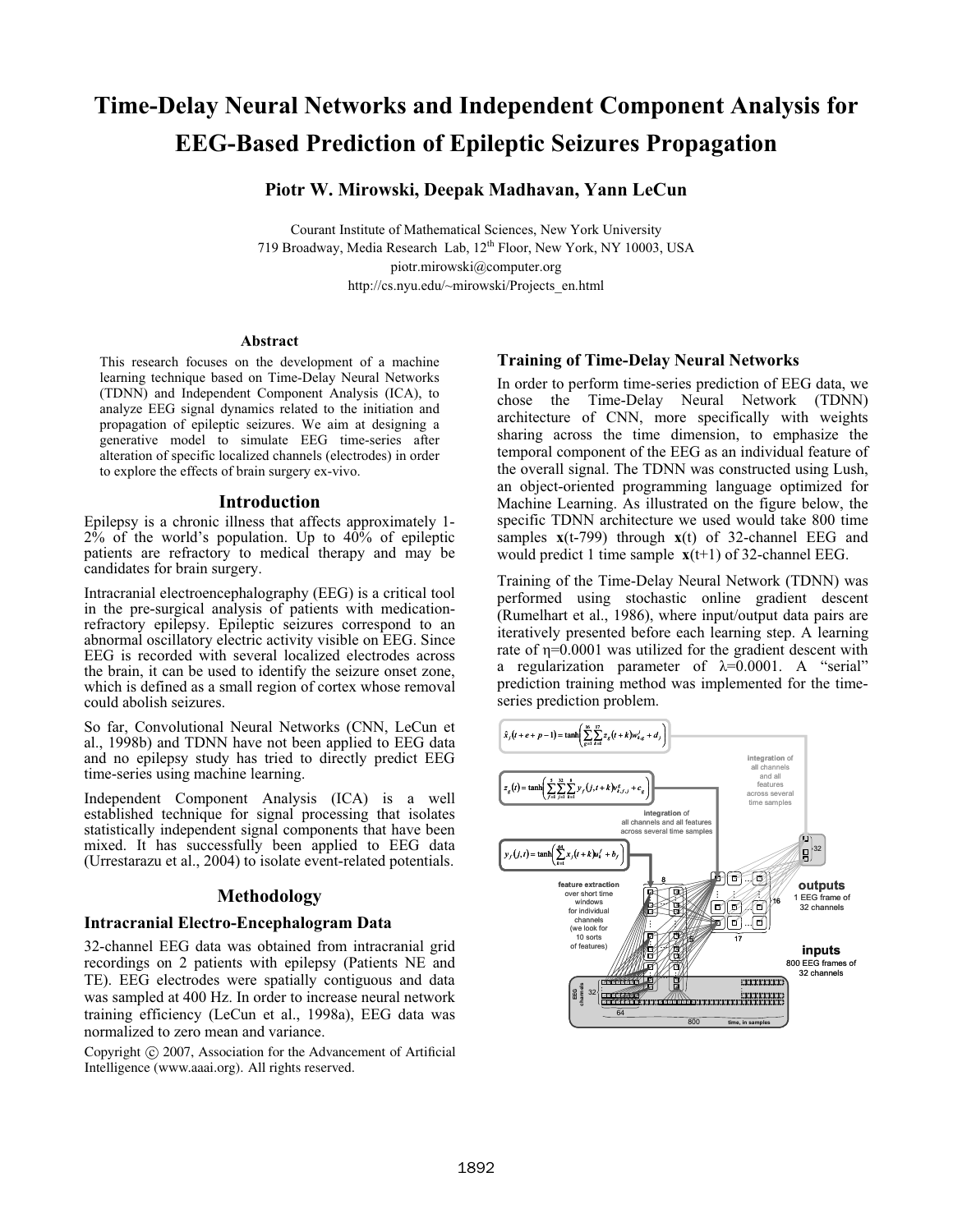# Time-Delay Neural Networks and Independent Component Analysis for EEG-Based Prediction of Epileptic Seizures Propagation

**Piotr W. Mirowski, Deepak Madhavan, Yann LeCun**

Courant Institute of Mathematical Sciences, New York University
719 Broadway, Media Research Lab, 12th Floor, New York, NY 10003, USA
piotr.mirowski@computer.org
http://cs.nyu.edu/~mirowski/Projects_en.html

### Abstract

This research focuses on the development of a machine learning technique based on Time-Delay Neural Networks (TDNN) and Independent Component Analysis (ICA), to analyze EEG signal dynamics related to the initiation and propagation of epileptic seizures. We aim at designing a generative model to simulate EEG time-series after alteration of specific localized channels (electrodes) in order to explore the effects of brain surgery ex-vivo.

## Introduction

Epilepsy is a chronic illness that affects approximately 1-2% of the world's population. Up to 40% of epileptic patients are refractory to medical therapy and may be candidates for brain surgery.

Intracranial electroencephalography (EEG) is a critical tool in the pre-surgical analysis of patients with medication-refractory epilepsy. Epileptic seizures correspond to an abnormal oscillatory electric activity visible on EEG. Since EEG is recorded with several localized electrodes across the brain, it can be used to identify the seizure onset zone, which is defined as a small region of cortex whose removal could abolish seizures.

So far, Convolutional Neural Networks (CNN, LeCun et al., 1998b) and TDNN have not been applied to EEG data and no epilepsy study has tried to directly predict EEG time-series using machine learning.

Independent Component Analysis (ICA) is a well established technique for signal processing that isolates statistically independent signal components that have been mixed. It has successfully been applied to EEG data (Urrestarazu et al., 2004) to isolate event-related potentials.

## Methodology

### Intracranial Electro-Encephalogram Data

32-channel EEG data was obtained from intracranial grid recordings on 2 patients with epilepsy (Patients NE and TE). EEG electrodes were spatially contiguous and data was sampled at 400 Hz. In order to increase neural network training efficiency (LeCun et al., 1998a), EEG data was normalized to zero mean and variance.

Copyright © 2007, Association for the Advancement of Artificial Intelligence (www.aaai.org). All rights reserved.

### Training of Time-Delay Neural Networks

In order to perform time-series prediction of EEG data, we chose the Time-Delay Neural Network (TDNN) architecture of CNN, more specifically with weights sharing across the time dimension, to emphasize the temporal component of the EEG as an individual feature of the overall signal. The TDNN was constructed using Lush, an object-oriented programming language optimized for Machine Learning. As illustrated on the figure below, the specific TDNN architecture we used would take 800 time samples **x**(t-799) through **x**(t) of 32-channel EEG and would predict 1 time sample **x**(t+1) of 32-channel EEG.

Training of the Time-Delay Neural Network (TDNN) was performed using stochastic online gradient descent (Rumelhart et al., 1986), where input/output data pairs are iteratively presented before each learning step. A learning rate of $\eta$=0.0001 was utilized for the gradient descent with a regularization parameter of $\lambda$=0.0001. A "serial" prediction training method was implemented for the time-series prediction problem.

$$\hat{x}_j(t+e+p-1) = \tanh\left(\sum_{g=1}^{16}\sum_{k=0}^{17} z_g(t+k)w^{j}_{k,g} + d_j\right)$$

$$z_g(t) = \tanh\left(\sum_{f=1}^{5}\sum_{j=1}^{32}\sum_{k=1}^{8} y_f(j,t+k)w^{g}_{k,f,j} + c_g\right)$$

$$y_f(j,t) = \tanh\left(\sum_{k=1}^{64} x_j(t+k)u^{f}_{k} + b_f\right)$$

feature extraction over short time windows for individual channels (we look for 10 sorts of features)

integration of all channels and all features across several time samples

integration of all channels and all features across several time samples

outputs: 1 EEG frame of 32 channels

inputs: 800 EEG frames of 32 channels

EEG channels: 32; 64; 800; time, in samples; 8; 5; 16; 17; 32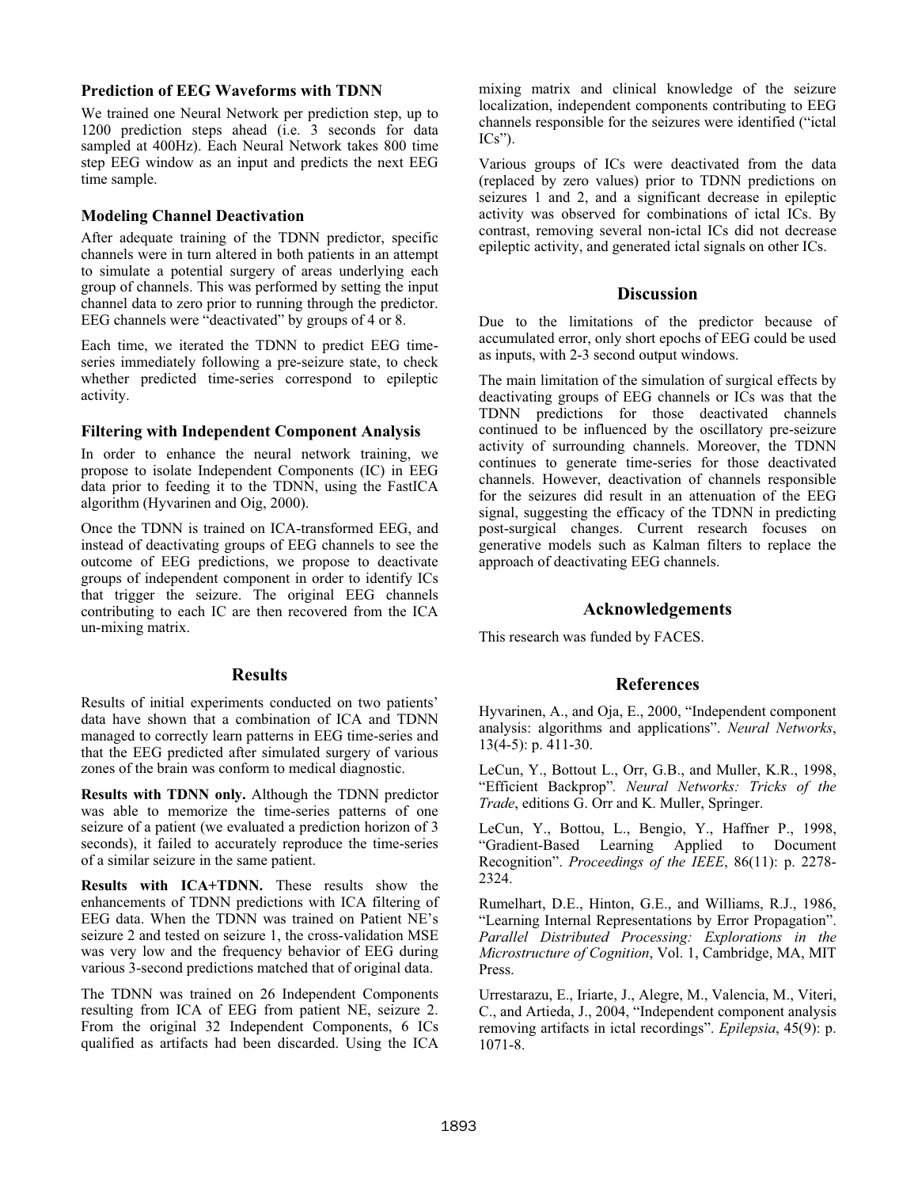### Prediction of EEG Waveforms with TDNN

We trained one Neural Network per prediction step, up to 1200 prediction steps ahead (i.e. 3 seconds for data sampled at 400Hz). Each Neural Network takes 800 time step EEG window as an input and predicts the next EEG time sample.

### Modeling Channel Deactivation

After adequate training of the TDNN predictor, specific channels were in turn altered in both patients in an attempt to simulate a potential surgery of areas underlying each group of channels. This was performed by setting the input channel data to zero prior to running through the predictor. EEG channels were "deactivated" by groups of 4 or 8.

Each time, we iterated the TDNN to predict EEG time-series immediately following a pre-seizure state, to check whether predicted time-series correspond to epileptic activity.

### Filtering with Independent Component Analysis

In order to enhance the neural network training, we propose to isolate Independent Components (IC) in EEG data prior to feeding it to the TDNN, using the FastICA algorithm (Hyvarinen and Oig, 2000).

Once the TDNN is trained on ICA-transformed EEG, and instead of deactivating groups of EEG channels to see the outcome of EEG predictions, we propose to deactivate groups of independent component in order to identify ICs that trigger the seizure. The original EEG channels contributing to each IC are then recovered from the ICA un-mixing matrix.

## Results

Results of initial experiments conducted on two patients' data have shown that a combination of ICA and TDNN managed to correctly learn patterns in EEG time-series and that the EEG predicted after simulated surgery of various zones of the brain was conform to medical diagnostic.

**Results with TDNN only.** Although the TDNN predictor was able to memorize the time-series patterns of one seizure of a patient (we evaluated a prediction horizon of 3 seconds), it failed to accurately reproduce the time-series of a similar seizure in the same patient.

**Results with ICA+TDNN.** These results show the enhancements of TDNN predictions with ICA filtering of EEG data. When the TDNN was trained on Patient NE's seizure 2 and tested on seizure 1, the cross-validation MSE was very low and the frequency behavior of EEG during various 3-second predictions matched that of original data.

The TDNN was trained on 26 Independent Components resulting from ICA of EEG from patient NE, seizure 2. From the original 32 Independent Components, 6 ICs qualified as artifacts had been discarded. Using the ICA mixing matrix and clinical knowledge of the seizure localization, independent components contributing to EEG channels responsible for the seizures were identified ("ictal ICs").

Various groups of ICs were deactivated from the data (replaced by zero values) prior to TDNN predictions on seizures 1 and 2, and a significant decrease in epileptic activity was observed for combinations of ictal ICs. By contrast, removing several non-ictal ICs did not decrease epileptic activity, and generated ictal signals on other ICs.

## Discussion

Due to the limitations of the predictor because of accumulated error, only short epochs of EEG could be used as inputs, with 2-3 second output windows.

The main limitation of the simulation of surgical effects by deactivating groups of EEG channels or ICs was that the TDNN predictions for those deactivated channels continued to be influenced by the oscillatory pre-seizure activity of surrounding channels. Moreover, the TDNN continues to generate time-series for those deactivated channels. However, deactivation of channels responsible for the seizures did result in an attenuation of the EEG signal, suggesting the efficacy of the TDNN in predicting post-surgical changes. Current research focuses on generative models such as Kalman filters to replace the approach of deactivating EEG channels.

## Acknowledgements

This research was funded by FACES.

## References

Hyvarinen, A., and Oja, E., 2000, "Independent component analysis: algorithms and applications". *Neural Networks*, 13(4-5): p. 411-30.

LeCun, Y., Bottout L., Orr, G.B., and Muller, K.R., 1998, "Efficient Backprop". *Neural Networks: Tricks of the Trade*, editions G. Orr and K. Muller, Springer.

LeCun, Y., Bottou, L., Bengio, Y., Haffner P., 1998, "Gradient-Based Learning Applied to Document Recognition". *Proceedings of the IEEE*, 86(11): p. 2278-2324.

Rumelhart, D.E., Hinton, G.E., and Williams, R.J., 1986, "Learning Internal Representations by Error Propagation". *Parallel Distributed Processing: Explorations in the Microstructure of Cognition*, Vol. 1, Cambridge, MA, MIT Press.

Urrestarazu, E., Iriarte, J., Alegre, M., Valencia, M., Viteri, C., and Artieda, J., 2004, "Independent component analysis removing artifacts in ictal recordings". *Epilepsia*, 45(9): p. 1071-8.